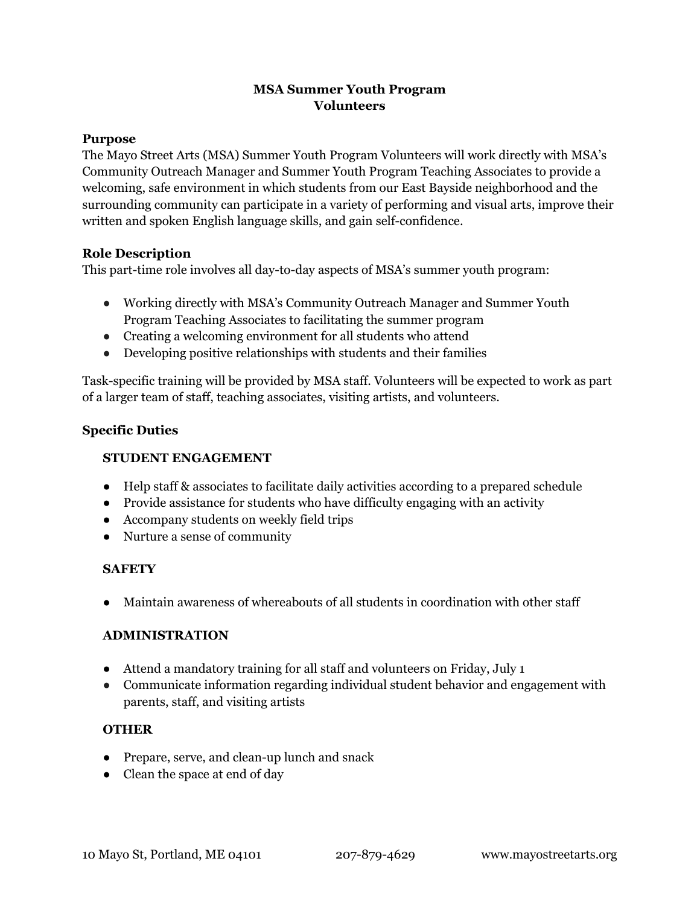# MSA Summer Youth Program
# Volunteers

### Purpose

The Mayo Street Arts (MSA) Summer Youth Program Volunteers will work directly with MSA's Community Outreach Manager and Summer Youth Program Teaching Associates to provide a welcoming, safe environment in which students from our East Bayside neighborhood and the surrounding community can participate in a variety of performing and visual arts, improve their written and spoken English language skills, and gain self-confidence.

### Role Description

This part-time role involves all day-to-day aspects of MSA's summer youth program:

- Working directly with MSA's Community Outreach Manager and Summer Youth Program Teaching Associates to facilitating the summer program
- Creating a welcoming environment for all students who attend
- Developing positive relationships with students and their families

Task-specific training will be provided by MSA staff. Volunteers will be expected to work as part of a larger team of staff, teaching associates, visiting artists, and volunteers.

### Specific Duties

#### STUDENT ENGAGEMENT

- Help staff & associates to facilitate daily activities according to a prepared schedule
- Provide assistance for students who have difficulty engaging with an activity
- Accompany students on weekly field trips
- Nurture a sense of community

#### SAFETY

- Maintain awareness of whereabouts of all students in coordination with other staff

#### ADMINISTRATION

- Attend a mandatory training for all staff and volunteers on Friday, July 1
- Communicate information regarding individual student behavior and engagement with parents, staff, and visiting artists

#### OTHER

- Prepare, serve, and clean-up lunch and snack
- Clean the space at end of day

10 Mayo St, Portland, ME 04101 207-879-4629 www.mayostreetarts.org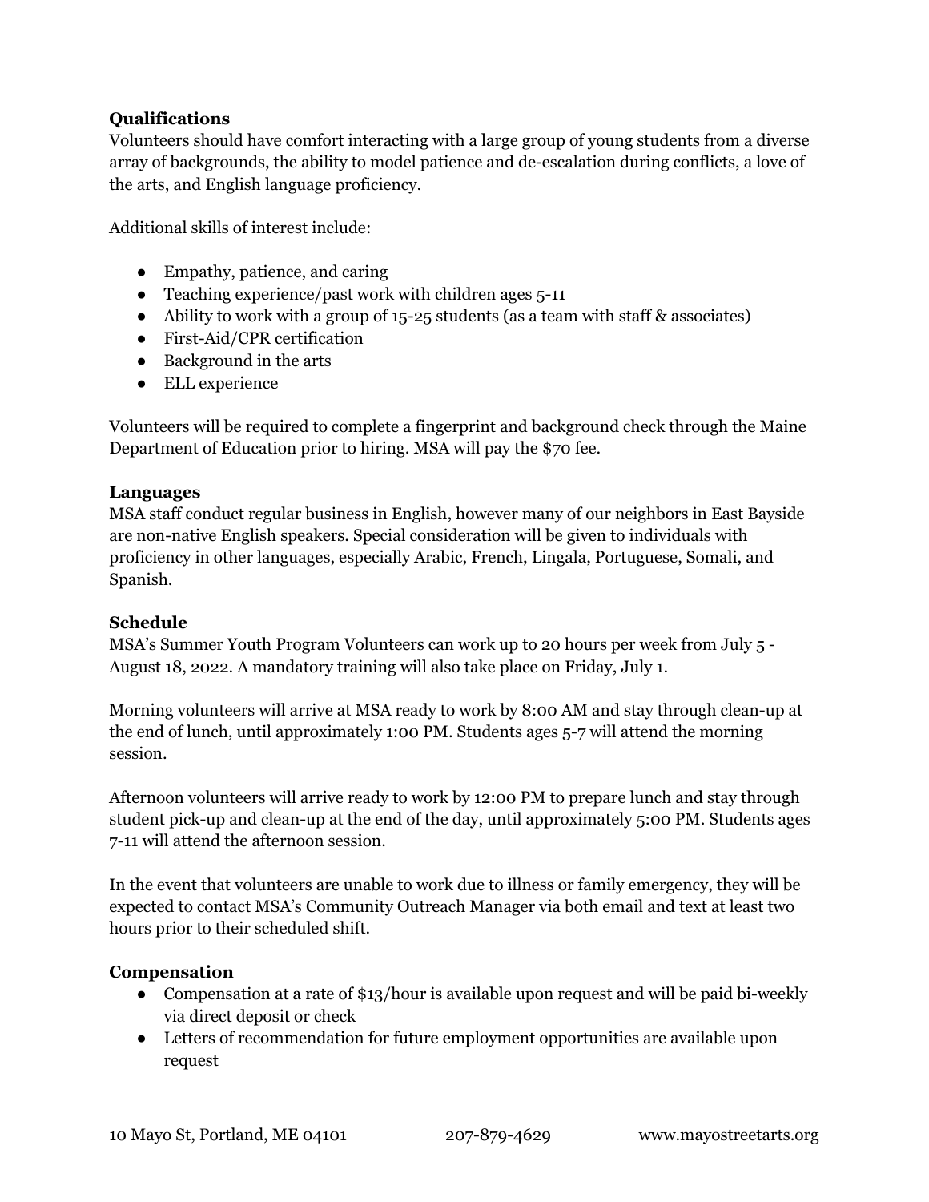**Qualifications**

Volunteers should have comfort interacting with a large group of young students from a diverse array of backgrounds, the ability to model patience and de-escalation during conflicts, a love of the arts, and English language proficiency.

Additional skills of interest include:

- Empathy, patience, and caring
- Teaching experience/past work with children ages 5-11
- Ability to work with a group of 15-25 students (as a team with staff & associates)
- First-Aid/CPR certification
- Background in the arts
- ELL experience

Volunteers will be required to complete a fingerprint and background check through the Maine Department of Education prior to hiring. MSA will pay the $70 fee.

**Languages**

MSA staff conduct regular business in English, however many of our neighbors in East Bayside are non-native English speakers. Special consideration will be given to individuals with proficiency in other languages, especially Arabic, French, Lingala, Portuguese, Somali, and Spanish.

**Schedule**

MSA's Summer Youth Program Volunteers can work up to 20 hours per week from July 5 - August 18, 2022. A mandatory training will also take place on Friday, July 1.

Morning volunteers will arrive at MSA ready to work by 8:00 AM and stay through clean-up at the end of lunch, until approximately 1:00 PM. Students ages 5-7 will attend the morning session.

Afternoon volunteers will arrive ready to work by 12:00 PM to prepare lunch and stay through student pick-up and clean-up at the end of the day, until approximately 5:00 PM. Students ages 7-11 will attend the afternoon session.

In the event that volunteers are unable to work due to illness or family emergency, they will be expected to contact MSA's Community Outreach Manager via both email and text at least two hours prior to their scheduled shift.

**Compensation**

- Compensation at a rate of $13/hour is available upon request and will be paid bi-weekly via direct deposit or check
- Letters of recommendation for future employment opportunities are available upon request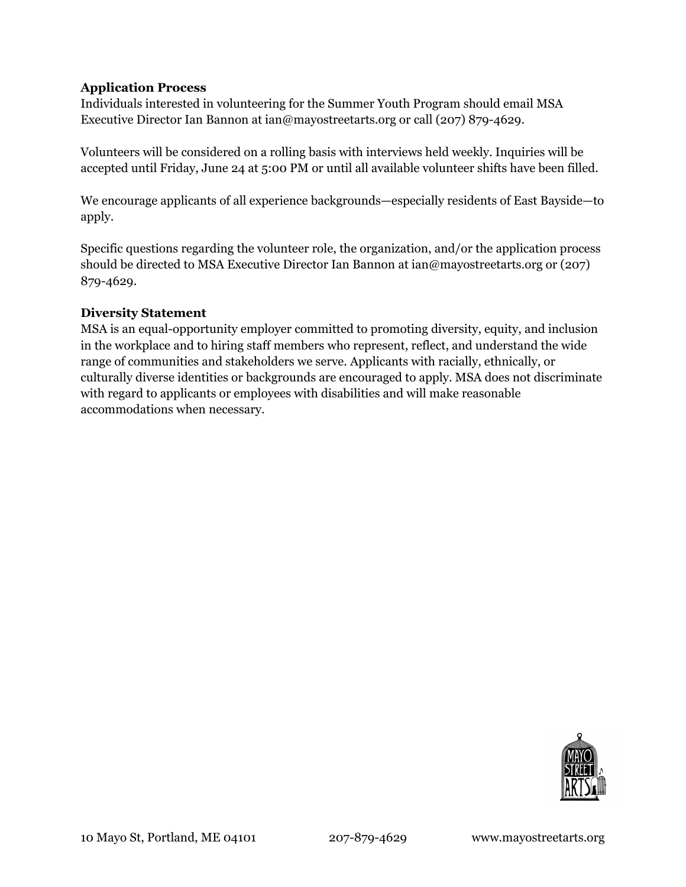**Application Process**

Individuals interested in volunteering for the Summer Youth Program should email MSA Executive Director Ian Bannon at ian@mayostreetarts.org or call (207) 879-4629.

Volunteers will be considered on a rolling basis with interviews held weekly. Inquiries will be accepted until Friday, June 24 at 5:00 PM or until all available volunteer shifts have been filled.

We encourage applicants of all experience backgrounds—especially residents of East Bayside—to apply.

Specific questions regarding the volunteer role, the organization, and/or the application process should be directed to MSA Executive Director Ian Bannon at ian@mayostreetarts.org or (207) 879-4629.

**Diversity Statement**

MSA is an equal-opportunity employer committed to promoting diversity, equity, and inclusion in the workplace and to hiring staff members who represent, reflect, and understand the wide range of communities and stakeholders we serve. Applicants with racially, ethnically, or culturally diverse identities or backgrounds are encouraged to apply. MSA does not discriminate with regard to applicants or employees with disabilities and will make reasonable accommodations when necessary.